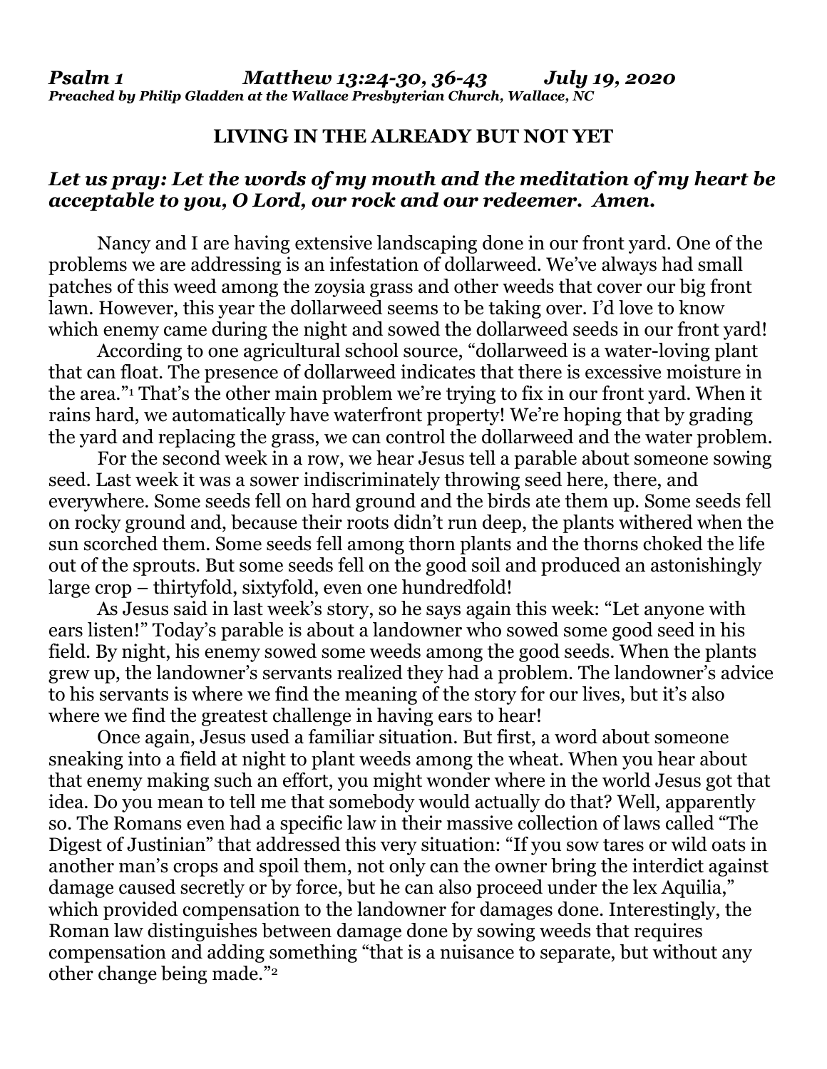***Psalm 1 Matthew 13:24-30, 36-43 July 19, 2020***
***Preached by Philip Gladden at the Wallace Presbyterian Church, Wallace, NC***

**LIVING IN THE ALREADY BUT NOT YET**

***Let us pray: Let the words of my mouth and the meditation of my heart be acceptable to you, O Lord, our rock and our redeemer. Amen.***

Nancy and I are having extensive landscaping done in our front yard. One of the problems we are addressing is an infestation of dollarweed. We've always had small patches of this weed among the zoysia grass and other weeds that cover our big front lawn. However, this year the dollarweed seems to be taking over. I'd love to know which enemy came during the night and sowed the dollarweed seeds in our front yard!

According to one agricultural school source, "dollarweed is a water-loving plant that can float. The presence of dollarweed indicates that there is excessive moisture in the area."[1] That's the other main problem we're trying to fix in our front yard. When it rains hard, we automatically have waterfront property! We're hoping that by grading the yard and replacing the grass, we can control the dollarweed and the water problem.

For the second week in a row, we hear Jesus tell a parable about someone sowing seed. Last week it was a sower indiscriminately throwing seed here, there, and everywhere. Some seeds fell on hard ground and the birds ate them up. Some seeds fell on rocky ground and, because their roots didn't run deep, the plants withered when the sun scorched them. Some seeds fell among thorn plants and the thorns choked the life out of the sprouts. But some seeds fell on the good soil and produced an astonishingly large crop – thirtyfold, sixtyfold, even one hundredfold!

As Jesus said in last week's story, so he says again this week: "Let anyone with ears listen!" Today's parable is about a landowner who sowed some good seed in his field. By night, his enemy sowed some weeds among the good seeds. When the plants grew up, the landowner's servants realized they had a problem. The landowner's advice to his servants is where we find the meaning of the story for our lives, but it's also where we find the greatest challenge in having ears to hear!

Once again, Jesus used a familiar situation. But first, a word about someone sneaking into a field at night to plant weeds among the wheat. When you hear about that enemy making such an effort, you might wonder where in the world Jesus got that idea. Do you mean to tell me that somebody would actually do that? Well, apparently so. The Romans even had a specific law in their massive collection of laws called "The Digest of Justinian" that addressed this very situation: "If you sow tares or wild oats in another man's crops and spoil them, not only can the owner bring the interdict against damage caused secretly or by force, but he can also proceed under the lex Aquilia," which provided compensation to the landowner for damages done. Interestingly, the Roman law distinguishes between damage done by sowing weeds that requires compensation and adding something "that is a nuisance to separate, but without any other change being made."[2]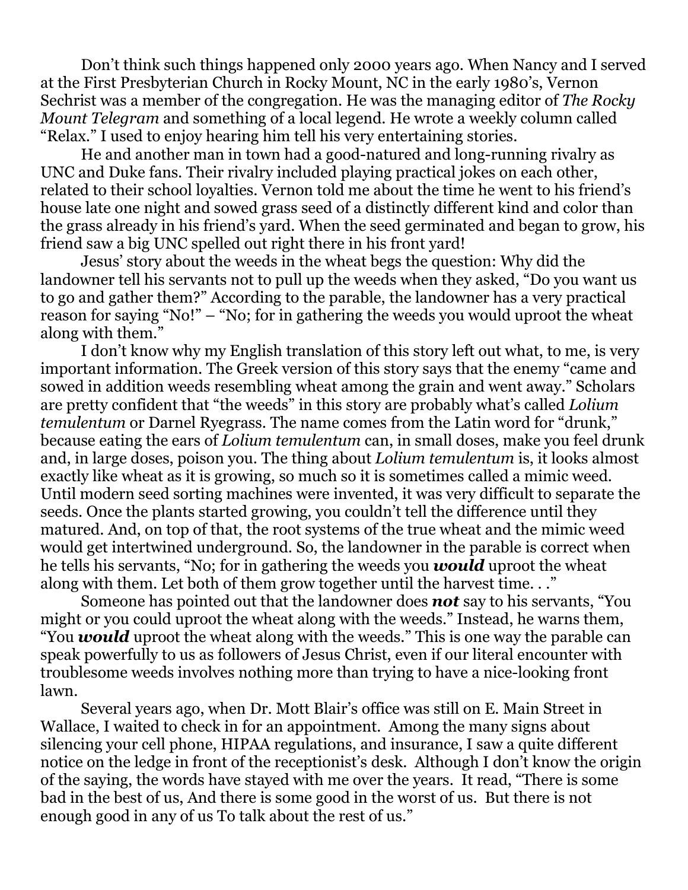Don't think such things happened only 2000 years ago. When Nancy and I served at the First Presbyterian Church in Rocky Mount, NC in the early 1980's, Vernon Sechrist was a member of the congregation. He was the managing editor of *The Rocky Mount Telegram* and something of a local legend. He wrote a weekly column called "Relax." I used to enjoy hearing him tell his very entertaining stories.

He and another man in town had a good-natured and long-running rivalry as UNC and Duke fans. Their rivalry included playing practical jokes on each other, related to their school loyalties. Vernon told me about the time he went to his friend's house late one night and sowed grass seed of a distinctly different kind and color than the grass already in his friend's yard. When the seed germinated and began to grow, his friend saw a big UNC spelled out right there in his front yard!

Jesus' story about the weeds in the wheat begs the question: Why did the landowner tell his servants not to pull up the weeds when they asked, "Do you want us to go and gather them?" According to the parable, the landowner has a very practical reason for saying "No!" – "No; for in gathering the weeds you would uproot the wheat along with them."

I don't know why my English translation of this story left out what, to me, is very important information. The Greek version of this story says that the enemy "came and sowed in addition weeds resembling wheat among the grain and went away." Scholars are pretty confident that "the weeds" in this story are probably what's called *Lolium temulentum* or Darnel Ryegrass. The name comes from the Latin word for "drunk," because eating the ears of *Lolium temulentum* can, in small doses, make you feel drunk and, in large doses, poison you. The thing about *Lolium temulentum* is, it looks almost exactly like wheat as it is growing, so much so it is sometimes called a mimic weed. Until modern seed sorting machines were invented, it was very difficult to separate the seeds. Once the plants started growing, you couldn't tell the difference until they matured. And, on top of that, the root systems of the true wheat and the mimic weed would get intertwined underground. So, the landowner in the parable is correct when he tells his servants, "No; for in gathering the weeds you ***would*** uproot the wheat along with them. Let both of them grow together until the harvest time. . ."

Someone has pointed out that the landowner does ***not*** say to his servants, "You might or you could uproot the wheat along with the weeds." Instead, he warns them, "You ***would*** uproot the wheat along with the weeds." This is one way the parable can speak powerfully to us as followers of Jesus Christ, even if our literal encounter with troublesome weeds involves nothing more than trying to have a nice-looking front lawn.

Several years ago, when Dr. Mott Blair's office was still on E. Main Street in Wallace, I waited to check in for an appointment. Among the many signs about silencing your cell phone, HIPAA regulations, and insurance, I saw a quite different notice on the ledge in front of the receptionist's desk. Although I don't know the origin of the saying, the words have stayed with me over the years. It read, "There is some bad in the best of us, And there is some good in the worst of us. But there is not enough good in any of us To talk about the rest of us."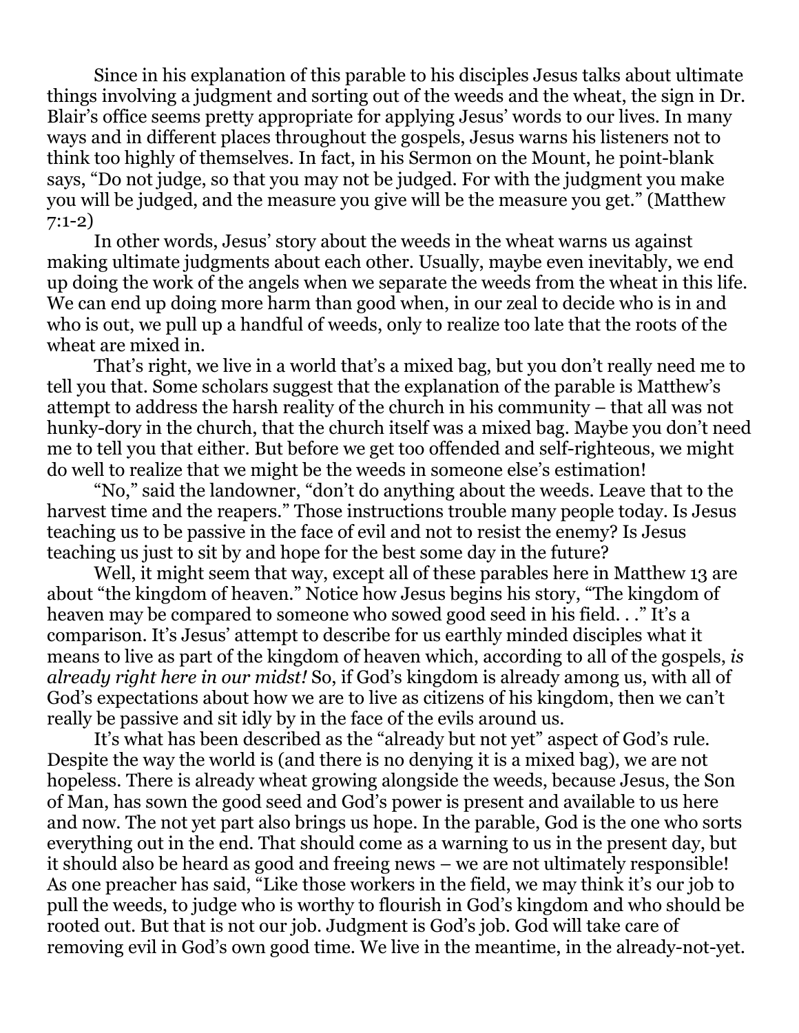Since in his explanation of this parable to his disciples Jesus talks about ultimate things involving a judgment and sorting out of the weeds and the wheat, the sign in Dr. Blair's office seems pretty appropriate for applying Jesus' words to our lives. In many ways and in different places throughout the gospels, Jesus warns his listeners not to think too highly of themselves. In fact, in his Sermon on the Mount, he point-blank says, "Do not judge, so that you may not be judged. For with the judgment you make you will be judged, and the measure you give will be the measure you get." (Matthew 7:1-2)

In other words, Jesus' story about the weeds in the wheat warns us against making ultimate judgments about each other. Usually, maybe even inevitably, we end up doing the work of the angels when we separate the weeds from the wheat in this life. We can end up doing more harm than good when, in our zeal to decide who is in and who is out, we pull up a handful of weeds, only to realize too late that the roots of the wheat are mixed in.

That's right, we live in a world that's a mixed bag, but you don't really need me to tell you that. Some scholars suggest that the explanation of the parable is Matthew's attempt to address the harsh reality of the church in his community – that all was not hunky-dory in the church, that the church itself was a mixed bag. Maybe you don't need me to tell you that either. But before we get too offended and self-righteous, we might do well to realize that we might be the weeds in someone else's estimation!

"No," said the landowner, "don't do anything about the weeds. Leave that to the harvest time and the reapers." Those instructions trouble many people today. Is Jesus teaching us to be passive in the face of evil and not to resist the enemy? Is Jesus teaching us just to sit by and hope for the best some day in the future?

Well, it might seem that way, except all of these parables here in Matthew 13 are about "the kingdom of heaven." Notice how Jesus begins his story, "The kingdom of heaven may be compared to someone who sowed good seed in his field. . ." It's a comparison. It's Jesus' attempt to describe for us earthly minded disciples what it means to live as part of the kingdom of heaven which, according to all of the gospels, *is already right here in our midst!* So, if God's kingdom is already among us, with all of God's expectations about how we are to live as citizens of his kingdom, then we can't really be passive and sit idly by in the face of the evils around us.

It's what has been described as the "already but not yet" aspect of God's rule. Despite the way the world is (and there is no denying it is a mixed bag), we are not hopeless. There is already wheat growing alongside the weeds, because Jesus, the Son of Man, has sown the good seed and God's power is present and available to us here and now. The not yet part also brings us hope. In the parable, God is the one who sorts everything out in the end. That should come as a warning to us in the present day, but it should also be heard as good and freeing news – we are not ultimately responsible! As one preacher has said, "Like those workers in the field, we may think it's our job to pull the weeds, to judge who is worthy to flourish in God's kingdom and who should be rooted out. But that is not our job. Judgment is God's job. God will take care of removing evil in God's own good time. We live in the meantime, in the already-not-yet.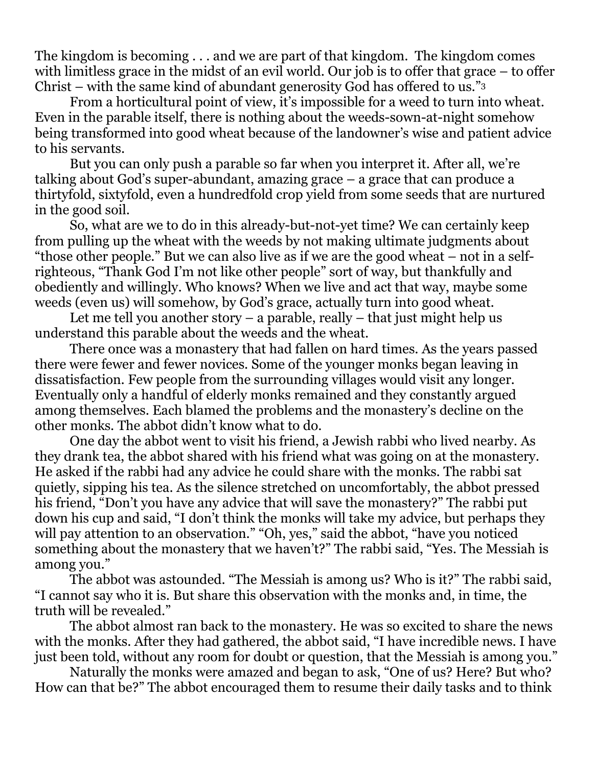The kingdom is becoming . . . and we are part of that kingdom. The kingdom comes with limitless grace in the midst of an evil world. Our job is to offer that grace – to offer Christ – with the same kind of abundant generosity God has offered to us."[3]

From a horticultural point of view, it's impossible for a weed to turn into wheat. Even in the parable itself, there is nothing about the weeds-sown-at-night somehow being transformed into good wheat because of the landowner's wise and patient advice to his servants.

But you can only push a parable so far when you interpret it. After all, we're talking about God's super-abundant, amazing grace – a grace that can produce a thirtyfold, sixtyfold, even a hundredfold crop yield from some seeds that are nurtured in the good soil.

So, what are we to do in this already-but-not-yet time? We can certainly keep from pulling up the wheat with the weeds by not making ultimate judgments about "those other people." But we can also live as if we are the good wheat – not in a self-righteous, "Thank God I'm not like other people" sort of way, but thankfully and obediently and willingly. Who knows? When we live and act that way, maybe some weeds (even us) will somehow, by God's grace, actually turn into good wheat.

Let me tell you another story – a parable, really – that just might help us understand this parable about the weeds and the wheat.

There once was a monastery that had fallen on hard times. As the years passed there were fewer and fewer novices. Some of the younger monks began leaving in dissatisfaction. Few people from the surrounding villages would visit any longer. Eventually only a handful of elderly monks remained and they constantly argued among themselves. Each blamed the problems and the monastery's decline on the other monks. The abbot didn't know what to do.

One day the abbot went to visit his friend, a Jewish rabbi who lived nearby. As they drank tea, the abbot shared with his friend what was going on at the monastery. He asked if the rabbi had any advice he could share with the monks. The rabbi sat quietly, sipping his tea. As the silence stretched on uncomfortably, the abbot pressed his friend, "Don't you have any advice that will save the monastery?" The rabbi put down his cup and said, "I don't think the monks will take my advice, but perhaps they will pay attention to an observation." "Oh, yes," said the abbot, "have you noticed something about the monastery that we haven't?" The rabbi said, "Yes. The Messiah is among you."

The abbot was astounded. "The Messiah is among us? Who is it?" The rabbi said, "I cannot say who it is. But share this observation with the monks and, in time, the truth will be revealed."

The abbot almost ran back to the monastery. He was so excited to share the news with the monks. After they had gathered, the abbot said, "I have incredible news. I have just been told, without any room for doubt or question, that the Messiah is among you."

Naturally the monks were amazed and began to ask, "One of us? Here? But who? How can that be?" The abbot encouraged them to resume their daily tasks and to think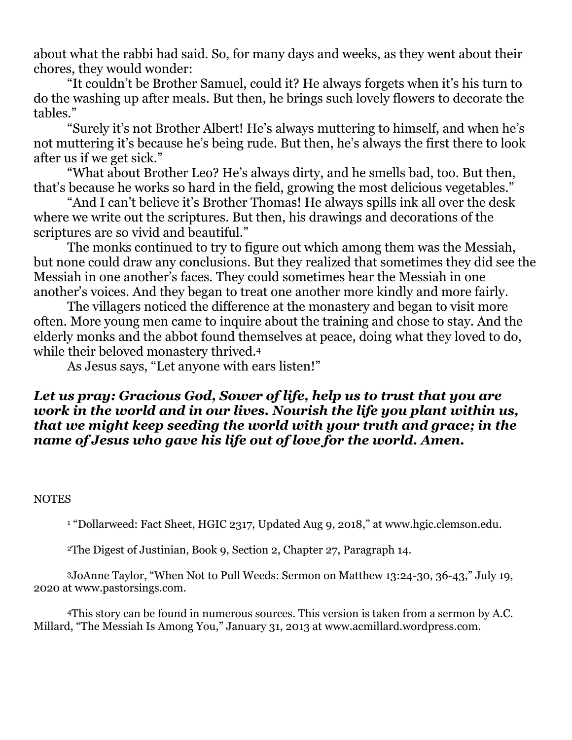about what the rabbi had said. So, for many days and weeks, as they went about their chores, they would wonder:

"It couldn't be Brother Samuel, could it? He always forgets when it's his turn to do the washing up after meals. But then, he brings such lovely flowers to decorate the tables."

"Surely it's not Brother Albert! He's always muttering to himself, and when he's not muttering it's because he's being rude. But then, he's always the first there to look after us if we get sick."

"What about Brother Leo? He's always dirty, and he smells bad, too. But then, that's because he works so hard in the field, growing the most delicious vegetables."

"And I can't believe it's Brother Thomas! He always spills ink all over the desk where we write out the scriptures. But then, his drawings and decorations of the scriptures are so vivid and beautiful."

The monks continued to try to figure out which among them was the Messiah, but none could draw any conclusions. But they realized that sometimes they did see the Messiah in one another's faces. They could sometimes hear the Messiah in one another's voices. And they began to treat one another more kindly and more fairly.

The villagers noticed the difference at the monastery and began to visit more often. More young men came to inquire about the training and chose to stay. And the elderly monks and the abbot found themselves at peace, doing what they loved to do, while their beloved monastery thrived.[4]

As Jesus says, "Let anyone with ears listen!"

***Let us pray: Gracious God, Sower of life, help us to trust that you are work in the world and in our lives. Nourish the life you plant within us, that we might keep seeding the world with your truth and grace; in the name of Jesus who gave his life out of love for the world. Amen.***

NOTES

[1] "Dollarweed: Fact Sheet, HGIC 2317, Updated Aug 9, 2018," at www.hgic.clemson.edu.

[2] The Digest of Justinian, Book 9, Section 2, Chapter 27, Paragraph 14.

[3] JoAnne Taylor, "When Not to Pull Weeds: Sermon on Matthew 13:24-30, 36-43," July 19, 2020 at www.pastorsings.com.

[4] This story can be found in numerous sources. This version is taken from a sermon by A.C. Millard, "The Messiah Is Among You," January 31, 2013 at www.acmillard.wordpress.com.